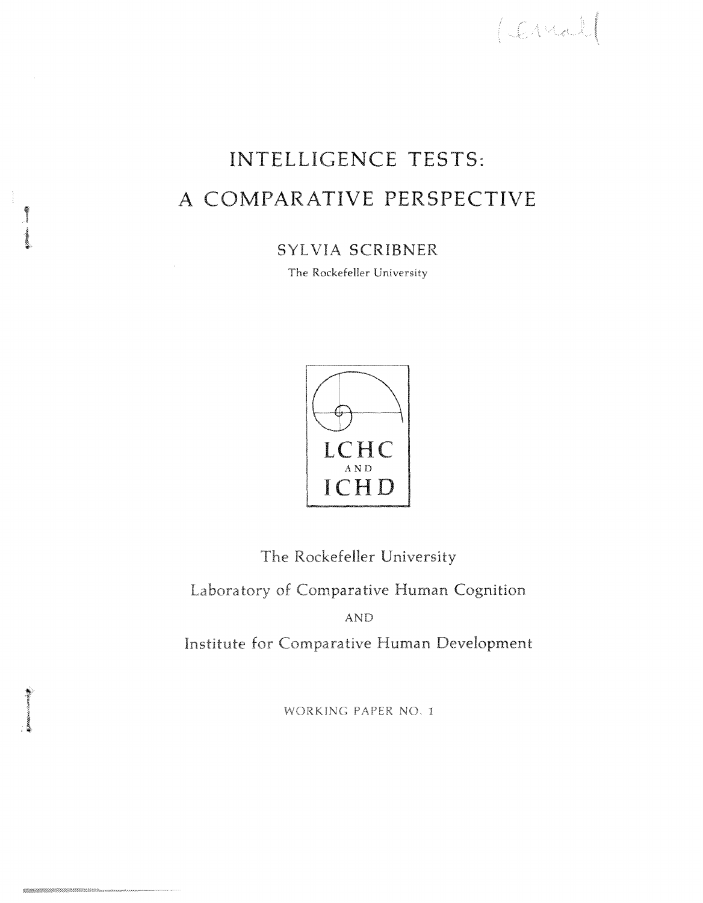# INTELLIGENCE TESTS: A COMPARATIVE PERSPECTIVE

SYLVIA SCRIBNER

The Rockefeller University

LCHC
AND
ICHD

The Rockefeller University

Laboratory of Comparative Human Cognition

AND

Institute for Comparative Human Development

WORKING PAPER NO. 1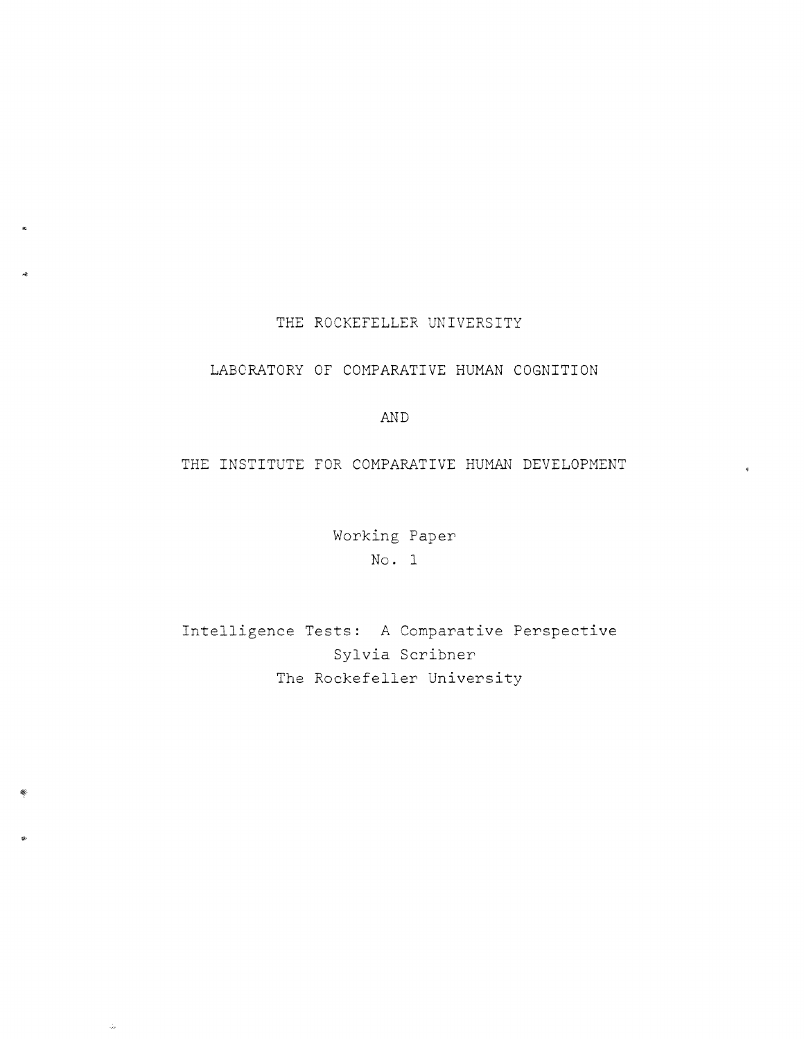THE ROCKEFELLER UNIVERSITY

LABORATORY OF COMPARATIVE HUMAN COGNITION

AND

THE INSTITUTE FOR COMPARATIVE HUMAN DEVELOPMENT

Working Paper
No. 1

# Intelligence Tests: A Comparative Perspective

Sylvia Scribner
The Rockefeller University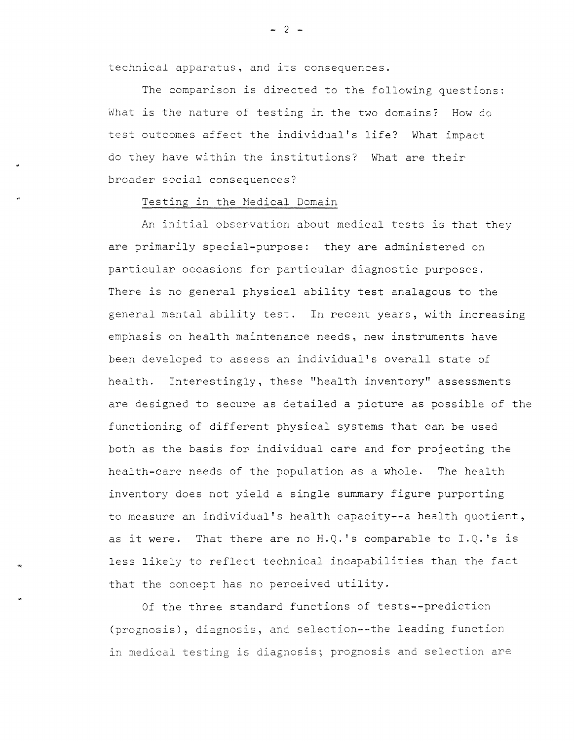technical apparatus, and its consequences.

The comparison is directed to the following questions: What is the nature of testing in the two domains? How do test outcomes affect the individual's life? What impact do they have within the institutions? What are their broader social consequences?

## Testing in the Medical Domain

An initial observation about medical tests is that they are primarily special-purpose: they are administered on particular occasions for particular diagnostic purposes. There is no general physical ability test analagous to the general mental ability test. In recent years, with increasing emphasis on health maintenance needs, new instruments have been developed to assess an individual's overall state of health. Interestingly, these "health inventory" assessments are designed to secure as detailed a picture as possible of the functioning of different physical systems that can be used both as the basis for individual care and for projecting the health-care needs of the population as a whole. The health inventory does not yield a single summary figure purporting to measure an individual's health capacity--a health quotient, as it were. That there are no H.Q.'s comparable to I.Q.'s is less likely to reflect technical incapabilities than the fact that the concept has no perceived utility.

Of the three standard functions of tests--prediction (prognosis), diagnosis, and selection--the leading function in medical testing is diagnosis; prognosis and selection are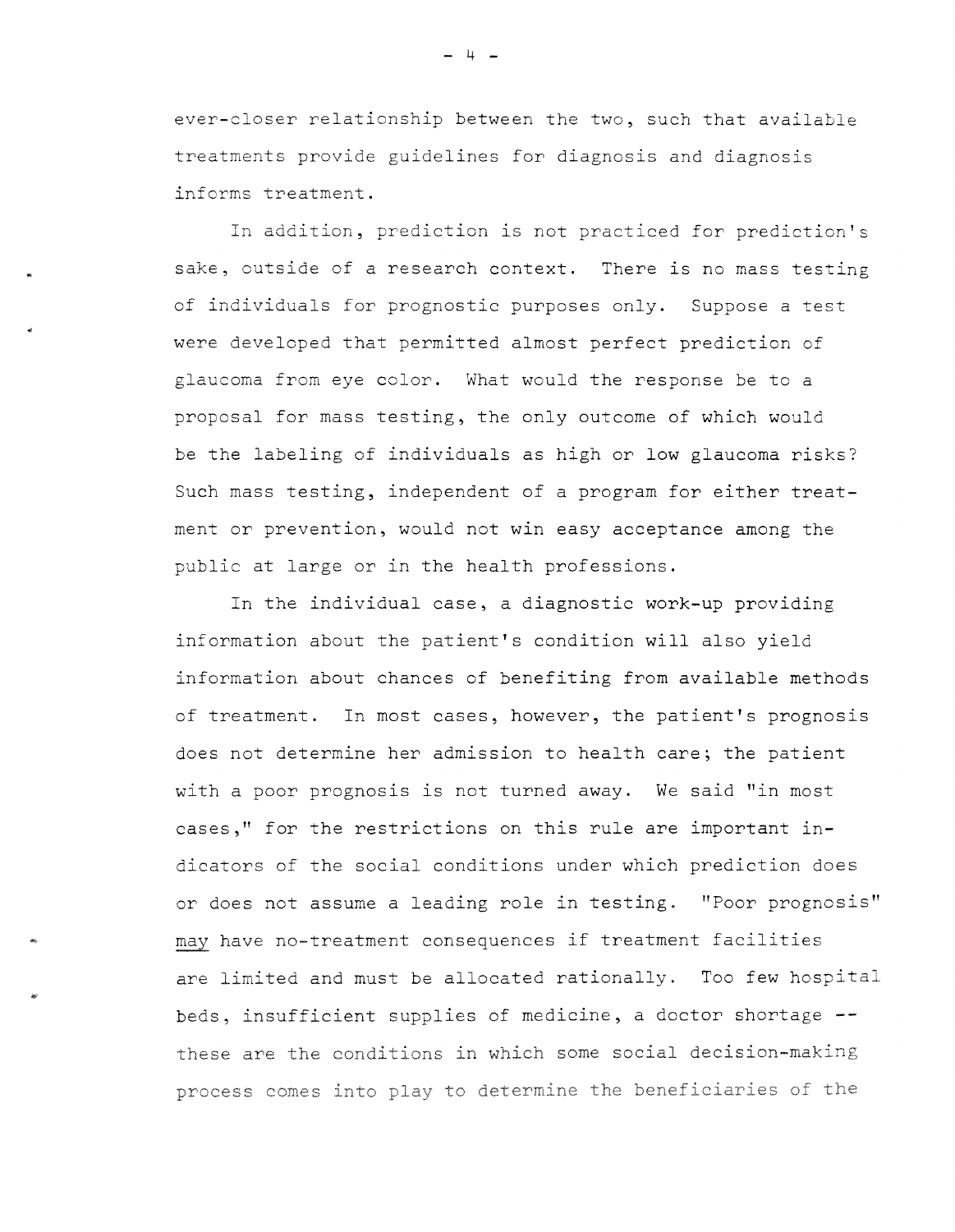ever-closer relationship between the two, such that available treatments provide guidelines for diagnosis and diagnosis informs treatment.

In addition, prediction is not practiced for prediction's sake, outside of a research context. There is no mass testing of individuals for prognostic purposes only. Suppose a test were developed that permitted almost perfect prediction of glaucoma from eye color. What would the response be to a proposal for mass testing, the only outcome of which would be the labeling of individuals as high or low glaucoma risks? Such mass testing, independent of a program for either treatment or prevention, would not win easy acceptance among the public at large or in the health professions.

In the individual case, a diagnostic work-up providing information about the patient's condition will also yield information about chances of benefiting from available methods of treatment. In most cases, however, the patient's prognosis does not determine her admission to health care; the patient with a poor prognosis is not turned away. We said "in most cases," for the restrictions on this rule are important indicators of the social conditions under which prediction does or does not assume a leading role in testing. "Poor prognosis" <u>may</u> have no-treatment consequences if treatment facilities are limited and must be allocated rationally. Too few hospital beds, insufficient supplies of medicine, a doctor shortage -- these are the conditions in which some social decision-making process comes into play to determine the beneficiaries of the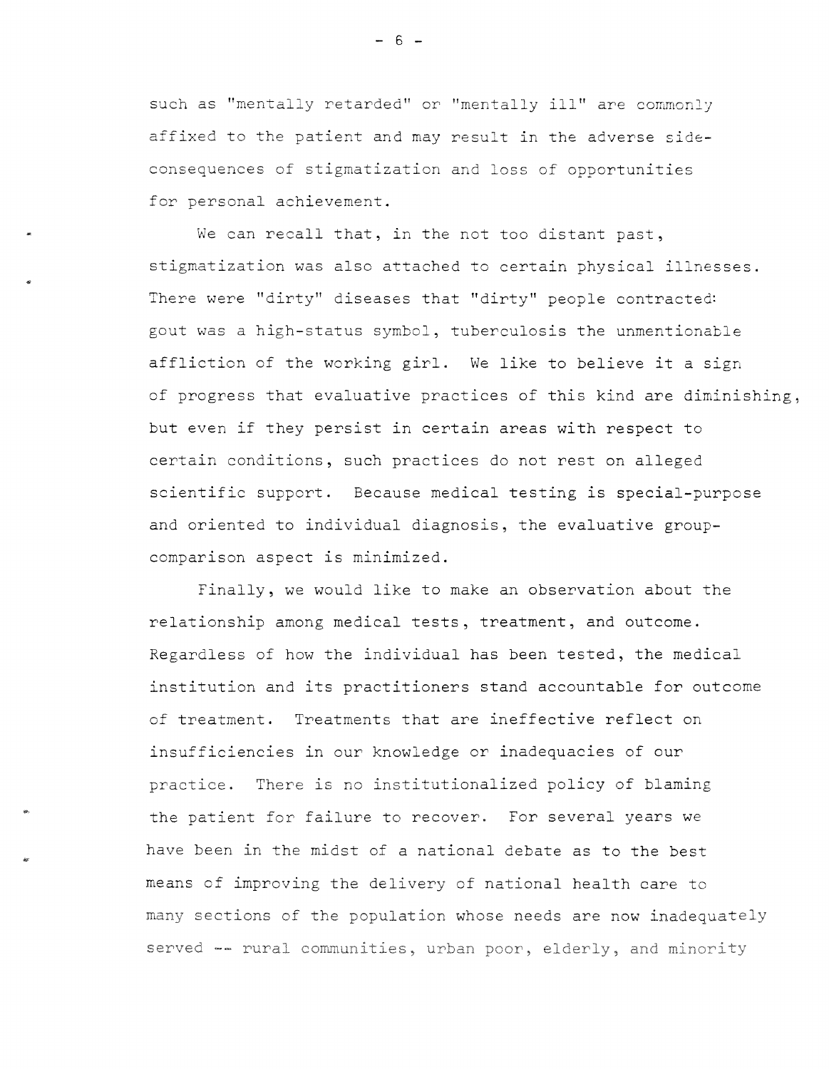such as "mentally retarded" or "mentally ill" are commonly affixed to the patient and may result in the adverse side-consequences of stigmatization and loss of opportunities for personal achievement.

We can recall that, in the not too distant past, stigmatization was also attached to certain physical illnesses. There were "dirty" diseases that "dirty" people contracted: gout was a high-status symbol, tuberculosis the unmentionable affliction of the working girl. We like to believe it a sign of progress that evaluative practices of this kind are diminishing, but even if they persist in certain areas with respect to certain conditions, such practices do not rest on alleged scientific support. Because medical testing is special-purpose and oriented to individual diagnosis, the evaluative group-comparison aspect is minimized.

Finally, we would like to make an observation about the relationship among medical tests, treatment, and outcome. Regardless of how the individual has been tested, the medical institution and its practitioners stand accountable for outcome of treatment. Treatments that are ineffective reflect on insufficiencies in our knowledge or inadequacies of our practice. There is no institutionalized policy of blaming the patient for failure to recover. For several years we have been in the midst of a national debate as to the best means of improving the delivery of national health care to many sections of the population whose needs are now inadequately served -- rural communities, urban poor, elderly, and minority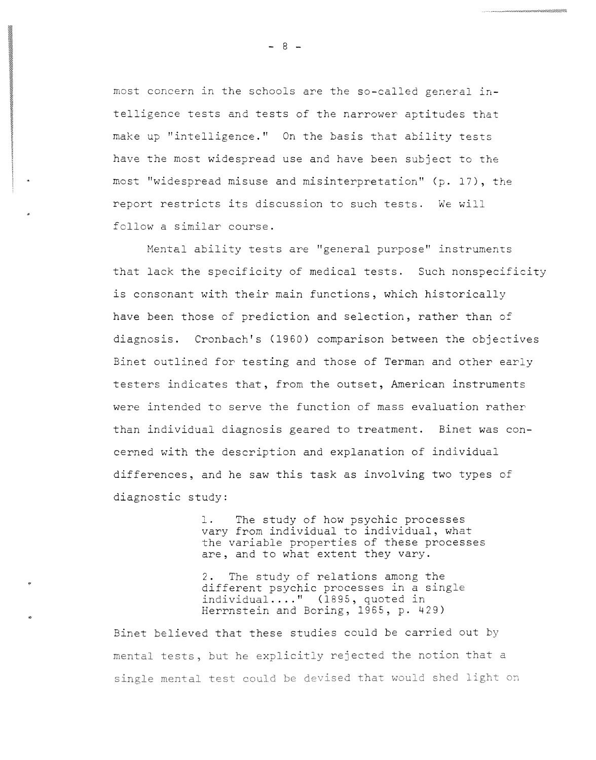most concern in the schools are the so-called general intelligence tests and tests of the narrower aptitudes that make up "intelligence." On the basis that ability tests have the most widespread use and have been subject to the most "widespread misuse and misinterpretation" (p. 17), the report restricts its discussion to such tests. We will follow a similar course.

Mental ability tests are "general purpose" instruments that lack the specificity of medical tests. Such nonspecificity is consonant with their main functions, which historically have been those of prediction and selection, rather than of diagnosis. Cronbach's (1960) comparison between the objectives Binet outlined for testing and those of Terman and other early testers indicates that, from the outset, American instruments were intended to serve the function of mass evaluation rather than individual diagnosis geared to treatment. Binet was concerned with the description and explanation of individual differences, and he saw this task as involving two types of diagnostic study:

> 1. The study of how psychic processes vary from individual to individual, what the variable properties of these processes are, and to what extent they vary.
>
> 2. The study of relations among the different psychic processes in a single individual...." (1895, quoted in Herrnstein and Boring, 1965, p. 429)

Binet believed that these studies could be carried out by mental tests, but he explicitly rejected the notion that a single mental test could be devised that would shed light on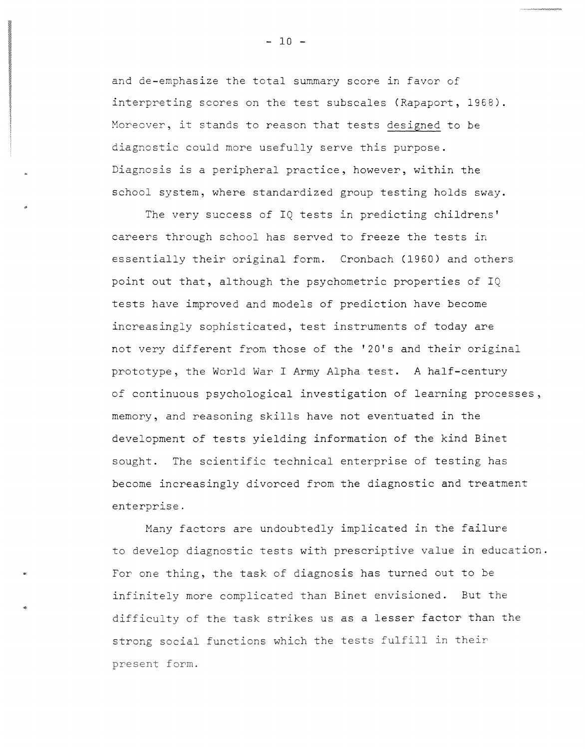and de-emphasize the total summary score in favor of interpreting scores on the test subscales (Rapaport, 1968). Moreover, it stands to reason that tests designed to be diagnostic could more usefully serve this purpose. Diagnosis is a peripheral practice, however, within the school system, where standardized group testing holds sway.

The very success of IQ tests in predicting childrens' careers through school has served to freeze the tests in essentially their original form. Cronbach (1960) and others point out that, although the psychometric properties of IQ tests have improved and models of prediction have become increasingly sophisticated, test instruments of today are not very different from those of the '20's and their original prototype, the World War I Army Alpha test. A half-century of continuous psychological investigation of learning processes, memory, and reasoning skills have not eventuated in the development of tests yielding information of the kind Binet sought. The scientific technical enterprise of testing has become increasingly divorced from the diagnostic and treatment enterprise.

Many factors are undoubtedly implicated in the failure to develop diagnostic tests with prescriptive value in education. For one thing, the task of diagnosis has turned out to be infinitely more complicated than Binet envisioned. But the difficulty of the task strikes us as a lesser factor than the strong social functions which the tests fulfill in their present form.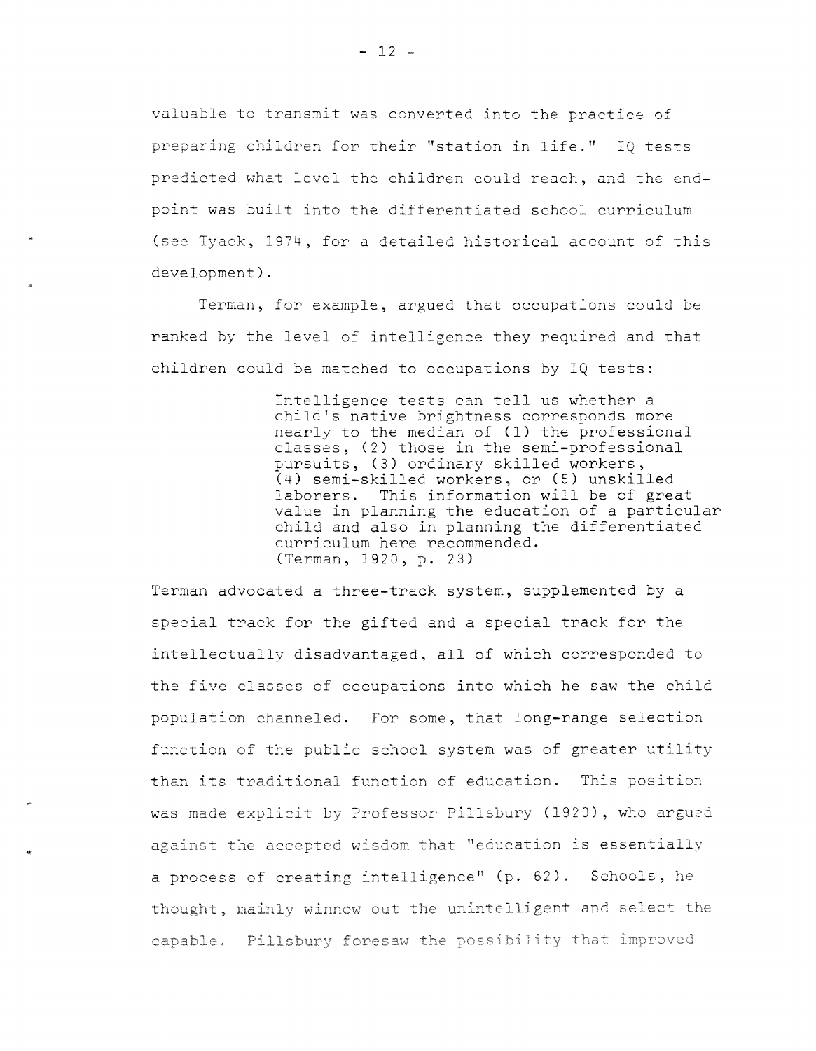valuable to transmit was converted into the practice of preparing children for their "station in life." IQ tests predicted what level the children could reach, and the end-point was built into the differentiated school curriculum (see Tyack, 1974, for a detailed historical account of this development).

Terman, for example, argued that occupations could be ranked by the level of intelligence they required and that children could be matched to occupations by IQ tests:

> Intelligence tests can tell us whether a child's native brightness corresponds more nearly to the median of (1) the professional classes, (2) those in the semi-professional pursuits, (3) ordinary skilled workers, (4) semi-skilled workers, or (5) unskilled laborers. This information will be of great value in planning the education of a particular child and also in planning the differentiated curriculum here recommended.
> (Terman, 1920, p. 23)

Terman advocated a three-track system, supplemented by a special track for the gifted and a special track for the intellectually disadvantaged, all of which corresponded to the five classes of occupations into which he saw the child population channeled. For some, that long-range selection function of the public school system was of greater utility than its traditional function of education. This position was made explicit by Professor Pillsbury (1920), who argued against the accepted wisdom that "education is essentially a process of creating intelligence" (p. 62). Schools, he thought, mainly winnow out the unintelligent and select the capable. Pillsbury foresaw the possibility that improved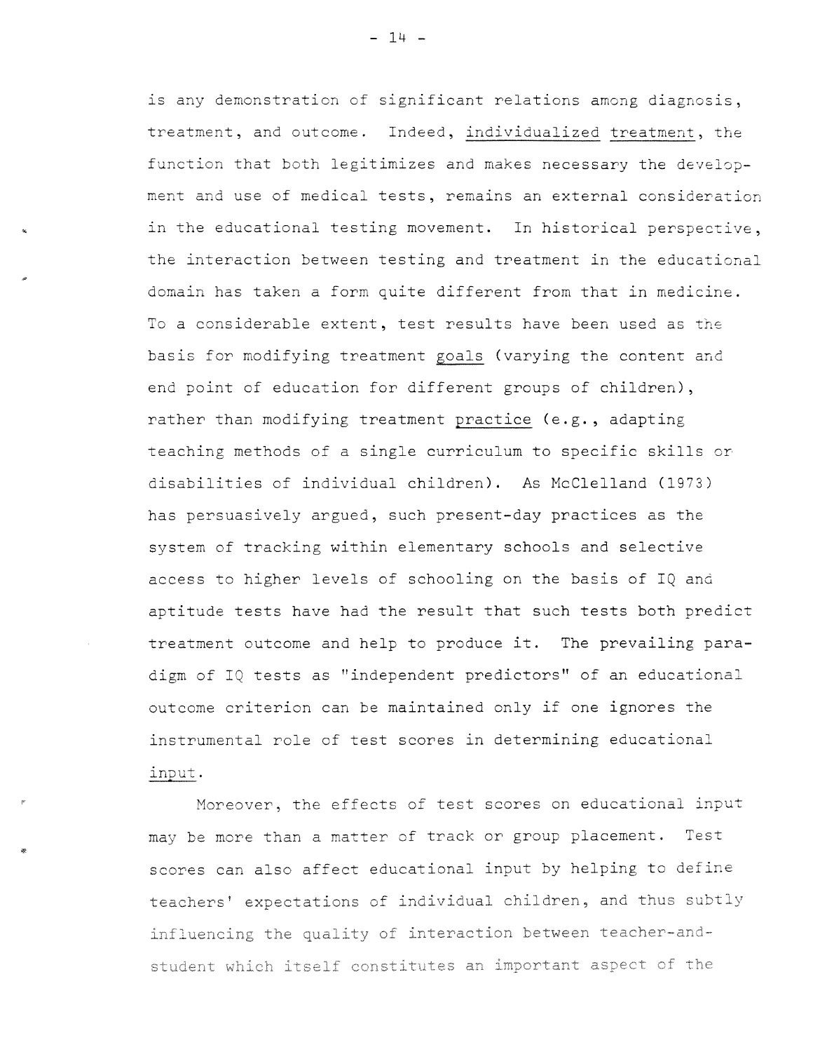is any demonstration of significant relations among diagnosis, treatment, and outcome. Indeed, _individualized treatment_, the function that both legitimizes and makes necessary the development and use of medical tests, remains an external consideration in the educational testing movement. In historical perspective, the interaction between testing and treatment in the educational domain has taken a form quite different from that in medicine. To a considerable extent, test results have been used as the basis for modifying treatment _goals_ (varying the content and end point of education for different groups of children), rather than modifying treatment _practice_ (e.g., adapting teaching methods of a single curriculum to specific skills or disabilities of individual children). As McClelland (1973) has persuasively argued, such present-day practices as the system of tracking within elementary schools and selective access to higher levels of schooling on the basis of IQ and aptitude tests have had the result that such tests both predict treatment outcome and help to produce it. The prevailing paradigm of IQ tests as "independent predictors" of an educational outcome criterion can be maintained only if one ignores the instrumental role of test scores in determining educational _input_.

Moreover, the effects of test scores on educational input may be more than a matter of track or group placement. Test scores can also affect educational input by helping to define teachers' expectations of individual children, and thus subtly influencing the quality of interaction between teacher-and-student which itself constitutes an important aspect of the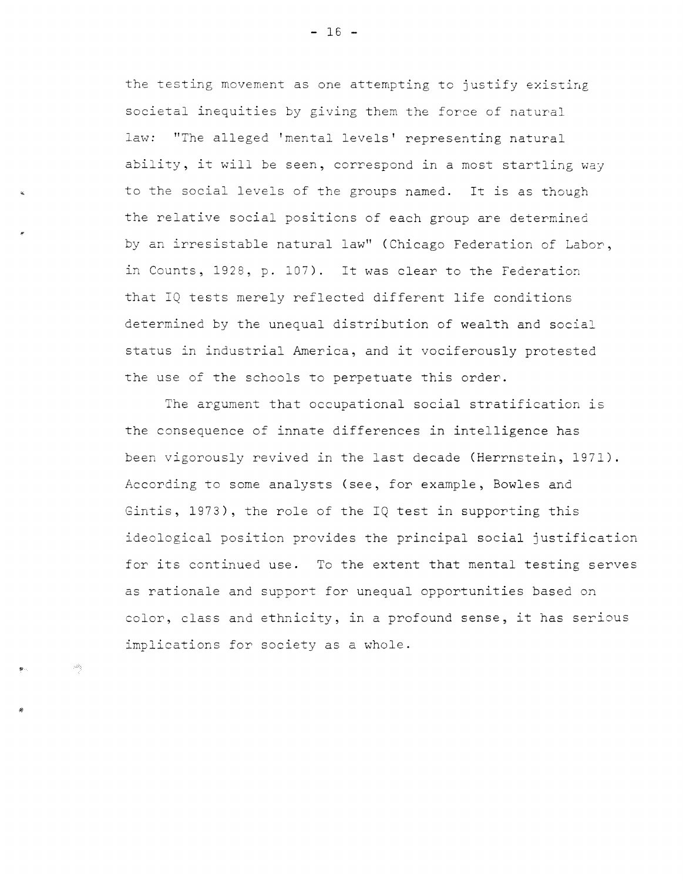the testing movement as one attempting to justify existing societal inequities by giving them the force of natural law: "The alleged 'mental levels' representing natural ability, it will be seen, correspond in a most startling way to the social levels of the groups named. It is as though the relative social positions of each group are determined by an irresistable natural law" (Chicago Federation of Labor, in Counts, 1928, p. 107). It was clear to the Federation that IQ tests merely reflected different life conditions determined by the unequal distribution of wealth and social status in industrial America, and it vociferously protested the use of the schools to perpetuate this order.

The argument that occupational social stratification is the consequence of innate differences in intelligence has been vigorously revived in the last decade (Herrnstein, 1971). According to some analysts (see, for example, Bowles and Gintis, 1973), the role of the IQ test in supporting this ideological position provides the principal social justification for its continued use. To the extent that mental testing serves as rationale and support for unequal opportunities based on color, class and ethnicity, in a profound sense, it has serious implications for society as a whole.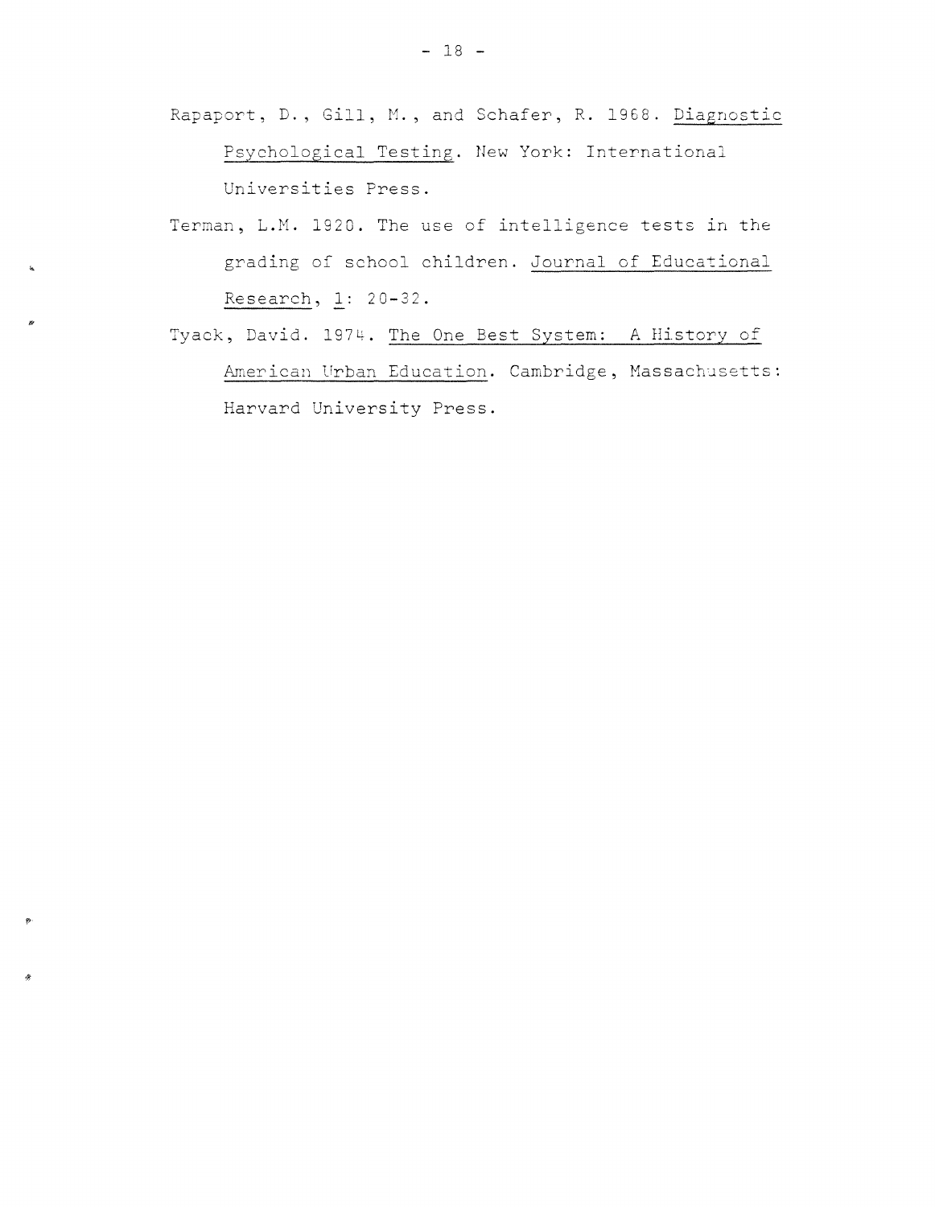Rapaport, D., Gill, M., and Schafer, R. 1968. Diagnostic Psychological Testing. New York: International Universities Press.

Terman, L.M. 1920. The use of intelligence tests in the grading of school children. Journal of Educational Research, 1: 20-32.

Tyack, David. 1974. The One Best System: A History of American Urban Education. Cambridge, Massachusetts: Harvard University Press.